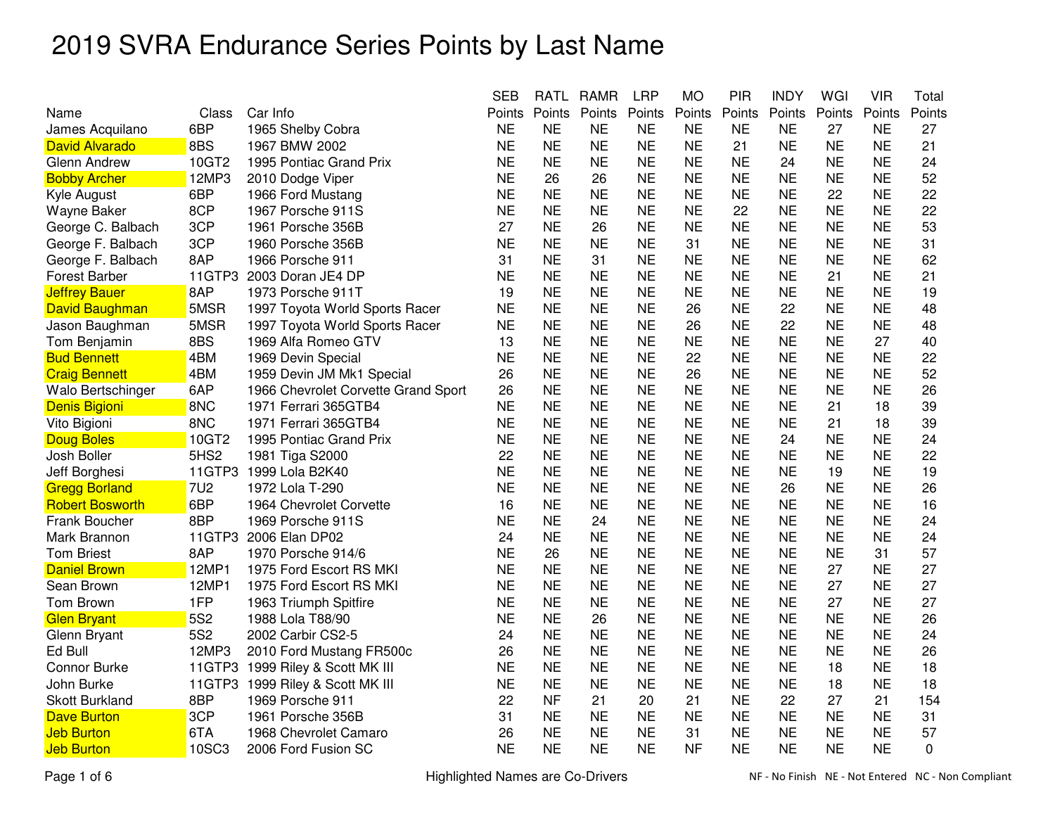# 2019 SVRA Endurance Series Points by Last Name

| Name | Class | Car Info | SEB Points | RATL Points | RAMR Points | LRP Points | MO Points | PIR Points | INDY Points | WGI Points | VIR Points | Total Points |
|---|---|---|---|---|---|---|---|---|---|---|---|---|
| James Acquilano | 6BP | 1965 Shelby Cobra | NE | NE | NE | NE | NE | NE | NE | 27 | NE | 27 |
| David Alvarado | 8BS | 1967 BMW 2002 | NE | NE | NE | NE | NE | 21 | NE | NE | NE | 21 |
| Glenn Andrew | 10GT2 | 1995 Pontiac Grand Prix | NE | NE | NE | NE | NE | NE | 24 | NE | NE | 24 |
| Bobby Archer | 12MP3 | 2010 Dodge Viper | NE | 26 | 26 | NE | NE | NE | NE | NE | NE | 52 |
| Kyle August | 6BP | 1966 Ford Mustang | NE | NE | NE | NE | NE | NE | NE | 22 | NE | 22 |
| Wayne Baker | 8CP | 1967 Porsche 911S | NE | NE | NE | NE | NE | 22 | NE | NE | NE | 22 |
| George C. Balbach | 3CP | 1961 Porsche 356B | 27 | NE | 26 | NE | NE | NE | NE | NE | NE | 53 |
| George F. Balbach | 3CP | 1960 Porsche 356B | NE | NE | NE | NE | 31 | NE | NE | NE | NE | 31 |
| George F. Balbach | 8AP | 1966 Porsche 911 | 31 | NE | 31 | NE | NE | NE | NE | NE | NE | 62 |
| Forest Barber | 11GTP3 | 2003 Doran JE4 DP | NE | NE | NE | NE | NE | NE | NE | 21 | NE | 21 |
| Jeffrey Bauer | 8AP | 1973 Porsche 911T | 19 | NE | NE | NE | NE | NE | NE | NE | NE | 19 |
| David Baughman | 5MSR | 1997 Toyota World Sports Racer | NE | NE | NE | NE | 26 | NE | 22 | NE | NE | 48 |
| Jason Baughman | 5MSR | 1997 Toyota World Sports Racer | NE | NE | NE | NE | 26 | NE | 22 | NE | NE | 48 |
| Tom Benjamin | 8BS | 1969 Alfa Romeo GTV | 13 | NE | NE | NE | NE | NE | NE | NE | 27 | 40 |
| Bud Bennett | 4BM | 1969 Devin Special | NE | NE | NE | NE | 22 | NE | NE | NE | NE | 22 |
| Craig Bennett | 4BM | 1959 Devin JM Mk1 Special | 26 | NE | NE | NE | 26 | NE | NE | NE | NE | 52 |
| Walo Bertschinger | 6AP | 1966 Chevrolet Corvette Grand Sport | 26 | NE | NE | NE | NE | NE | NE | NE | NE | 26 |
| Denis Bigioni | 8NC | 1971 Ferrari 365GTB4 | NE | NE | NE | NE | NE | NE | NE | 21 | 18 | 39 |
| Vito Bigioni | 8NC | 1971 Ferrari 365GTB4 | NE | NE | NE | NE | NE | NE | NE | 21 | 18 | 39 |
| Doug Boles | 10GT2 | 1995 Pontiac Grand Prix | NE | NE | NE | NE | NE | NE | 24 | NE | NE | 24 |
| Josh Boller | 5HS2 | 1981 Tiga S2000 | 22 | NE | NE | NE | NE | NE | NE | NE | NE | 22 |
| Jeff Borghesi | 11GTP3 | 1999 Lola B2K40 | NE | NE | NE | NE | NE | NE | NE | 19 | NE | 19 |
| Gregg Borland | 7U2 | 1972 Lola T-290 | NE | NE | NE | NE | NE | NE | 26 | NE | NE | 26 |
| Robert Bosworth | 6BP | 1964 Chevrolet Corvette | 16 | NE | NE | NE | NE | NE | NE | NE | NE | 16 |
| Frank Boucher | 8BP | 1969 Porsche 911S | NE | NE | 24 | NE | NE | NE | NE | NE | NE | 24 |
| Mark Brannon | 11GTP3 | 2006 Elan DP02 | 24 | NE | NE | NE | NE | NE | NE | NE | NE | 24 |
| Tom Briest | 8AP | 1970 Porsche 914/6 | NE | 26 | NE | NE | NE | NE | NE | NE | 31 | 57 |
| Daniel Brown | 12MP1 | 1975 Ford Escort RS MKI | NE | NE | NE | NE | NE | NE | NE | 27 | NE | 27 |
| Sean Brown | 12MP1 | 1975 Ford Escort RS MKI | NE | NE | NE | NE | NE | NE | NE | 27 | NE | 27 |
| Tom Brown | 1FP | 1963 Triumph Spitfire | NE | NE | NE | NE | NE | NE | NE | 27 | NE | 27 |
| Glen Bryant | 5S2 | 1988 Lola T88/90 | NE | NE | 26 | NE | NE | NE | NE | NE | NE | 26 |
| Glenn Bryant | 5S2 | 2002 Carbir CS2-5 | 24 | NE | NE | NE | NE | NE | NE | NE | NE | 24 |
| Ed Bull | 12MP3 | 2010 Ford Mustang FR500c | 26 | NE | NE | NE | NE | NE | NE | NE | NE | 26 |
| Connor Burke | 11GTP3 | 1999 Riley & Scott MK III | NE | NE | NE | NE | NE | NE | NE | 18 | NE | 18 |
| John Burke | 11GTP3 | 1999 Riley & Scott MK III | NE | NE | NE | NE | NE | NE | NE | 18 | NE | 18 |
| Skott Burkland | 8BP | 1969 Porsche 911 | 22 | NF | 21 | 20 | 21 | NE | 22 | 27 | 21 | 154 |
| Dave Burton | 3CP | 1961 Porsche 356B | 31 | NE | NE | NE | NE | NE | NE | NE | NE | 31 |
| Jeb Burton | 6TA | 1968 Chevrolet Camaro | 26 | NE | NE | NE | 31 | NE | NE | NE | NE | 57 |
| Jeb Burton | 10SC3 | 2006 Ford Fusion SC | NE | NE | NE | NE | NF | NE | NE | NE | NE | 0 |

Highlighted Names are Co-Drivers

NF - No Finish NE - Not Entered NC - Non Compliant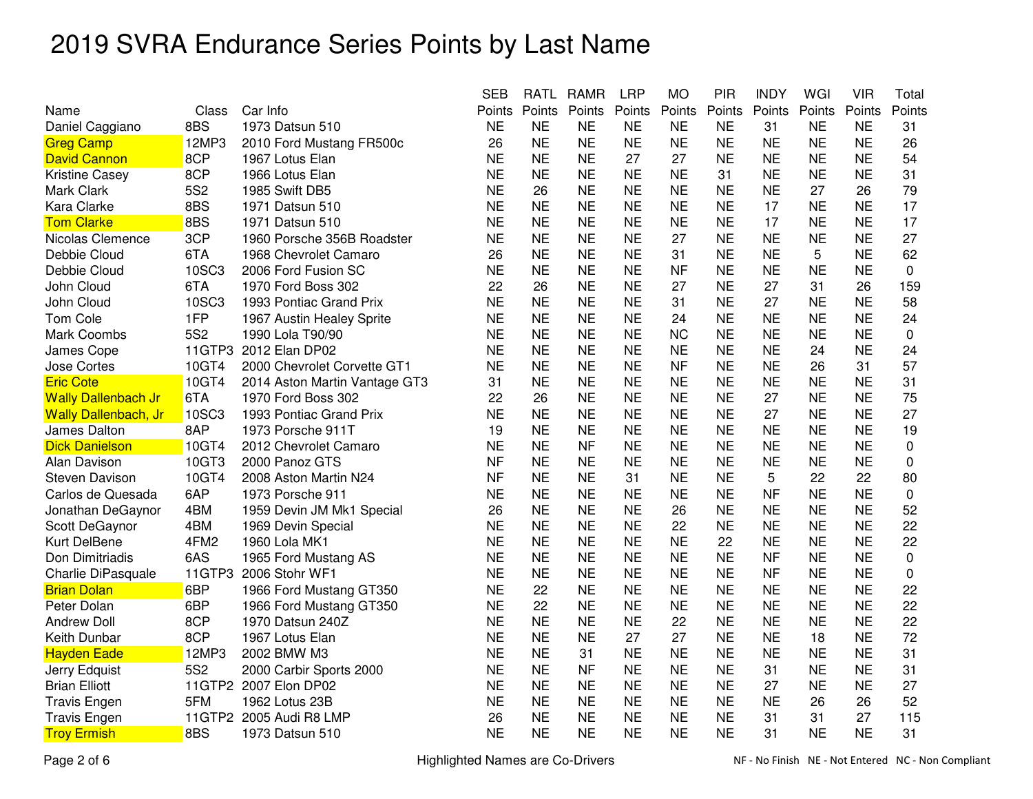# 2019 SVRA Endurance Series Points by Last Name

| Name | Class | Car Info | SEB Points | RATL Points | RAMR Points | LRP Points | MO Points | PIR Points | INDY Points | WGI Points | VIR Points | Total Points |
|---|---|---|---|---|---|---|---|---|---|---|---|---|
| Daniel Caggiano | 8BS | 1973 Datsun 510 | NE | NE | NE | NE | NE | NE | 31 | NE | NE | 31 |
| Greg Camp | 12MP3 | 2010 Ford Mustang FR500c | 26 | NE | NE | NE | NE | NE | NE | NE | NE | 26 |
| David Cannon | 8CP | 1967 Lotus Elan | NE | NE | NE | 27 | 27 | NE | NE | NE | NE | 54 |
| Kristine Casey | 8CP | 1966 Lotus Elan | NE | NE | NE | NE | NE | 31 | NE | NE | NE | 31 |
| Mark Clark | 5S2 | 1985 Swift DB5 | NE | 26 | NE | NE | NE | NE | NE | 27 | 26 | 79 |
| Kara Clarke | 8BS | 1971 Datsun 510 | NE | NE | NE | NE | NE | NE | 17 | NE | NE | 17 |
| Tom Clarke | 8BS | 1971 Datsun 510 | NE | NE | NE | NE | NE | NE | 17 | NE | NE | 17 |
| Nicolas Clemence | 3CP | 1960 Porsche 356B Roadster | NE | NE | NE | NE | 27 | NE | NE | NE | NE | 27 |
| Debbie Cloud | 6TA | 1968 Chevrolet Camaro | 26 | NE | NE | NE | 31 | NE | NE | 5 | NE | 62 |
| Debbie Cloud | 10SC3 | 2006 Ford Fusion SC | NE | NE | NE | NE | NF | NE | NE | NE | NE | 0 |
| John Cloud | 6TA | 1970 Ford Boss 302 | 22 | 26 | NE | NE | 27 | NE | 27 | 31 | 26 | 159 |
| John Cloud | 10SC3 | 1993 Pontiac Grand Prix | NE | NE | NE | NE | 31 | NE | 27 | NE | NE | 58 |
| Tom Cole | 1FP | 1967 Austin Healey Sprite | NE | NE | NE | NE | 24 | NE | NE | NE | NE | 24 |
| Mark Coombs | 5S2 | 1990 Lola T90/90 | NE | NE | NE | NE | NC | NE | NE | NE | NE | 0 |
| James Cope | 11GTP3 | 2012 Elan DP02 | NE | NE | NE | NE | NE | NE | NE | 24 | NE | 24 |
| Jose Cortes | 10GT4 | 2000 Chevrolet Corvette GT1 | NE | NE | NE | NE | NF | NE | NE | 26 | 31 | 57 |
| Eric Cote | 10GT4 | 2014 Aston Martin Vantage GT3 | 31 | NE | NE | NE | NE | NE | NE | NE | NE | 31 |
| Wally Dallenbach Jr | 6TA | 1970 Ford Boss 302 | 22 | 26 | NE | NE | NE | NE | 27 | NE | NE | 75 |
| Wally Dallenbach, Jr | 10SC3 | 1993 Pontiac Grand Prix | NE | NE | NE | NE | NE | NE | 27 | NE | NE | 27 |
| James Dalton | 8AP | 1973 Porsche 911T | 19 | NE | NE | NE | NE | NE | NE | NE | NE | 19 |
| Dick Danielson | 10GT4 | 2012 Chevrolet Camaro | NE | NE | NF | NE | NE | NE | NE | NE | NE | 0 |
| Alan Davison | 10GT3 | 2000 Panoz GTS | NF | NE | NE | NE | NE | NE | NE | NE | NE | 0 |
| Steven Davison | 10GT4 | 2008 Aston Martin N24 | NF | NE | NE | 31 | NE | NE | 5 | 22 | 22 | 80 |
| Carlos de Quesada | 6AP | 1973 Porsche 911 | NE | NE | NE | NE | NE | NE | NF | NE | NE | 0 |
| Jonathan DeGaynor | 4BM | 1959 Devin JM Mk1 Special | 26 | NE | NE | NE | 26 | NE | NE | NE | NE | 52 |
| Scott DeGaynor | 4BM | 1969 Devin Special | NE | NE | NE | NE | 22 | NE | NE | NE | NE | 22 |
| Kurt DelBene | 4FM2 | 1960 Lola MK1 | NE | NE | NE | NE | NE | 22 | NE | NE | NE | 22 |
| Don Dimitriadis | 6AS | 1965 Ford Mustang AS | NE | NE | NE | NE | NE | NE | NF | NE | NE | 0 |
| Charlie DiPasquale | 11GTP3 | 2006 Stohr WF1 | NE | NE | NE | NE | NE | NE | NF | NE | NE | 0 |
| Brian Dolan | 6BP | 1966 Ford Mustang GT350 | NE | 22 | NE | NE | NE | NE | NE | NE | NE | 22 |
| Peter Dolan | 6BP | 1966 Ford Mustang GT350 | NE | 22 | NE | NE | NE | NE | NE | NE | NE | 22 |
| Andrew Doll | 8CP | 1970 Datsun 240Z | NE | NE | NE | NE | 22 | NE | NE | NE | NE | 22 |
| Keith Dunbar | 8CP | 1967 Lotus Elan | NE | NE | NE | 27 | 27 | NE | NE | 18 | NE | 72 |
| Hayden Eade | 12MP3 | 2002 BMW M3 | NE | NE | 31 | NE | NE | NE | NE | NE | NE | 31 |
| Jerry Edquist | 5S2 | 2000 Carbir Sports 2000 | NE | NE | NF | NE | NE | NE | 31 | NE | NE | 31 |
| Brian Elliott | 11GTP2 | 2007 Elon DP02 | NE | NE | NE | NE | NE | NE | 27 | NE | NE | 27 |
| Travis Engen | 5FM | 1962 Lotus 23B | NE | NE | NE | NE | NE | NE | NE | 26 | 26 | 52 |
| Travis Engen | 11GTP2 | 2005 Audi R8 LMP | 26 | NE | NE | NE | NE | NE | 31 | 31 | 27 | 115 |
| Troy Ermish | 8BS | 1973 Datsun 510 | NE | NE | NE | NE | NE | NE | 31 | NE | NE | 31 |

Highlighted Names are Co-Drivers

NF - No Finish NE - Not Entered NC - Non Compliant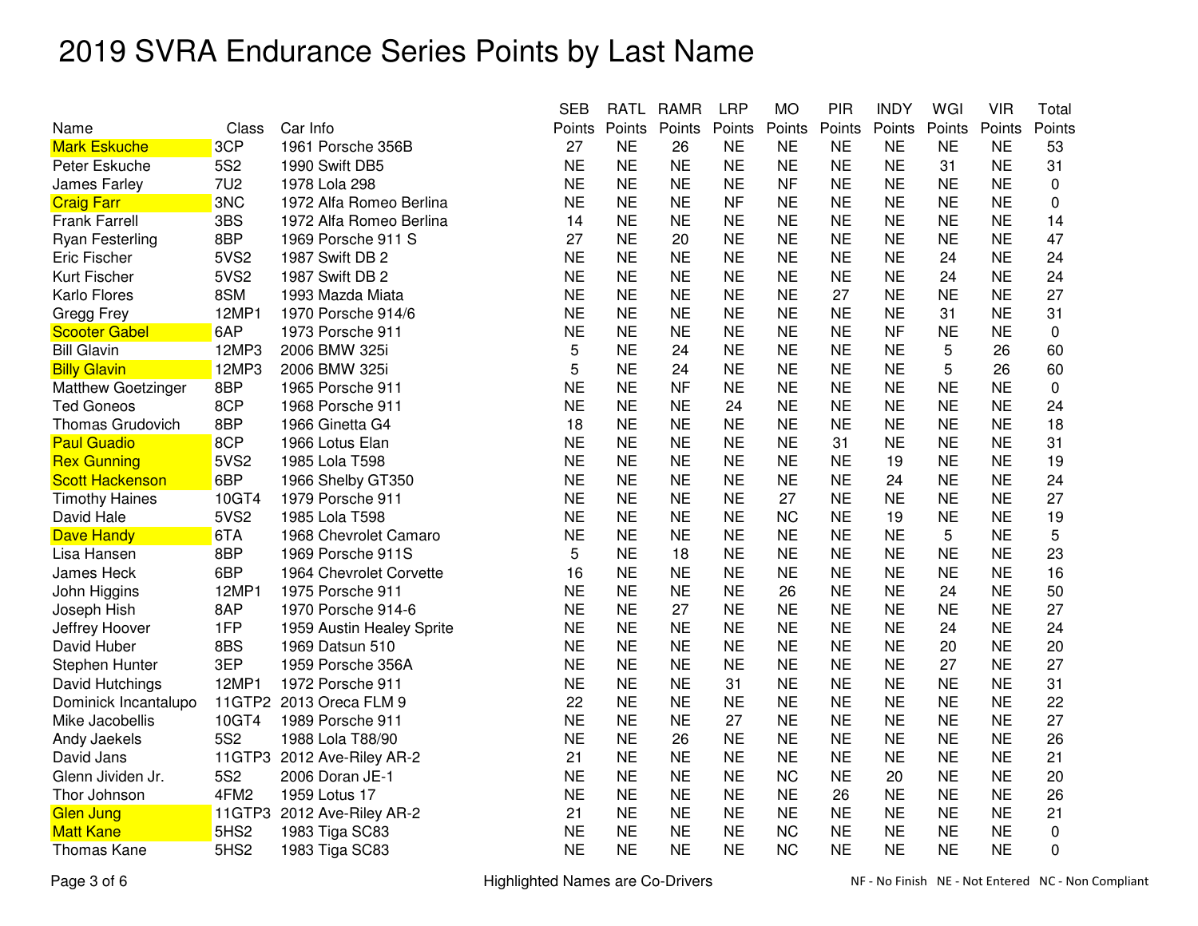# 2019 SVRA Endurance Series Points by Last Name

| Name | Class | Car Info | SEB Points | RATL Points | RAMR Points | LRP Points | MO Points | PIR Points | INDY Points | WGI Points | VIR Points | Total Points |
|---|---|---|---|---|---|---|---|---|---|---|---|---|
| Mark Eskuche | 3CP | 1961 Porsche 356B | 27 | NE | 26 | NE | NE | NE | NE | NE | NE | 53 |
| Peter Eskuche | 5S2 | 1990 Swift DB5 | NE | NE | NE | NE | NE | NE | NE | 31 | NE | 31 |
| James Farley | 7U2 | 1978 Lola 298 | NE | NE | NE | NE | NF | NE | NE | NE | NE | 0 |
| Craig Farr | 3NC | 1972 Alfa Romeo Berlina | NE | NE | NE | NF | NE | NE | NE | NE | NE | 0 |
| Frank Farrell | 3BS | 1972 Alfa Romeo Berlina | 14 | NE | NE | NE | NE | NE | NE | NE | NE | 14 |
| Ryan Festerling | 8BP | 1969 Porsche 911 S | 27 | NE | 20 | NE | NE | NE | NE | NE | NE | 47 |
| Eric Fischer | 5VS2 | 1987 Swift DB 2 | NE | NE | NE | NE | NE | NE | NE | 24 | NE | 24 |
| Kurt Fischer | 5VS2 | 1987 Swift DB 2 | NE | NE | NE | NE | NE | NE | NE | 24 | NE | 24 |
| Karlo Flores | 8SM | 1993 Mazda Miata | NE | NE | NE | NE | NE | 27 | NE | NE | NE | 27 |
| Gregg Frey | 12MP1 | 1970 Porsche 914/6 | NE | NE | NE | NE | NE | NE | NE | 31 | NE | 31 |
| Scooter Gabel | 6AP | 1973 Porsche 911 | NE | NE | NE | NE | NE | NE | NF | NE | NE | 0 |
| Bill Glavin | 12MP3 | 2006 BMW 325i | 5 | NE | 24 | NE | NE | NE | NE | 5 | 26 | 60 |
| Billy Glavin | 12MP3 | 2006 BMW 325i | 5 | NE | 24 | NE | NE | NE | NE | 5 | 26 | 60 |
| Matthew Goetzinger | 8BP | 1965 Porsche 911 | NE | NE | NF | NE | NE | NE | NE | NE | NE | 0 |
| Ted Goneos | 8CP | 1968 Porsche 911 | NE | NE | NE | 24 | NE | NE | NE | NE | NE | 24 |
| Thomas Grudovich | 8BP | 1966 Ginetta G4 | 18 | NE | NE | NE | NE | NE | NE | NE | NE | 18 |
| Paul Guadio | 8CP | 1966 Lotus Elan | NE | NE | NE | NE | NE | 31 | NE | NE | NE | 31 |
| Rex Gunning | 5VS2 | 1985 Lola T598 | NE | NE | NE | NE | NE | NE | 19 | NE | NE | 19 |
| Scott Hackenson | 6BP | 1966 Shelby GT350 | NE | NE | NE | NE | NE | NE | 24 | NE | NE | 24 |
| Timothy Haines | 10GT4 | 1979 Porsche 911 | NE | NE | NE | NE | 27 | NE | NE | NE | NE | 27 |
| David Hale | 5VS2 | 1985 Lola T598 | NE | NE | NE | NE | NC | NE | 19 | NE | NE | 19 |
| Dave Handy | 6TA | 1968 Chevrolet Camaro | NE | NE | NE | NE | NE | NE | NE | 5 | NE | 5 |
| Lisa Hansen | 8BP | 1969 Porsche 911S | 5 | NE | 18 | NE | NE | NE | NE | NE | NE | 23 |
| James Heck | 6BP | 1964 Chevrolet Corvette | 16 | NE | NE | NE | NE | NE | NE | NE | NE | 16 |
| John Higgins | 12MP1 | 1975 Porsche 911 | NE | NE | NE | NE | 26 | NE | NE | 24 | NE | 50 |
| Joseph Hish | 8AP | 1970 Porsche 914-6 | NE | NE | 27 | NE | NE | NE | NE | NE | NE | 27 |
| Jeffrey Hoover | 1FP | 1959 Austin Healey Sprite | NE | NE | NE | NE | NE | NE | NE | 24 | NE | 24 |
| David Huber | 8BS | 1969 Datsun 510 | NE | NE | NE | NE | NE | NE | NE | 20 | NE | 20 |
| Stephen Hunter | 3EP | 1959 Porsche 356A | NE | NE | NE | NE | NE | NE | NE | 27 | NE | 27 |
| David Hutchings | 12MP1 | 1972 Porsche 911 | NE | NE | NE | 31 | NE | NE | NE | NE | NE | 31 |
| Dominick Incantalupo | 11GTP2 | 2013 Oreca FLM 9 | 22 | NE | NE | NE | NE | NE | NE | NE | NE | 22 |
| Mike Jacobellis | 10GT4 | 1989 Porsche 911 | NE | NE | NE | 27 | NE | NE | NE | NE | NE | 27 |
| Andy Jaekels | 5S2 | 1988 Lola T88/90 | NE | NE | 26 | NE | NE | NE | NE | NE | NE | 26 |
| David Jans | 11GTP3 | 2012 Ave-Riley AR-2 | 21 | NE | NE | NE | NE | NE | NE | NE | NE | 21 |
| Glenn Jividen Jr. | 5S2 | 2006 Doran JE-1 | NE | NE | NE | NE | NC | NE | 20 | NE | NE | 20 |
| Thor Johnson | 4FM2 | 1959 Lotus 17 | NE | NE | NE | NE | NE | 26 | NE | NE | NE | 26 |
| Glen Jung | 11GTP3 | 2012 Ave-Riley AR-2 | 21 | NE | NE | NE | NE | NE | NE | NE | NE | 21 |
| Matt Kane | 5HS2 | 1983 Tiga SC83 | NE | NE | NE | NE | NC | NE | NE | NE | NE | 0 |
| Thomas Kane | 5HS2 | 1983 Tiga SC83 | NE | NE | NE | NE | NC | NE | NE | NE | NE | 0 |

Highlighted Names are Co-Drivers

NF - No Finish   NE - Not Entered   NC - Non Compliant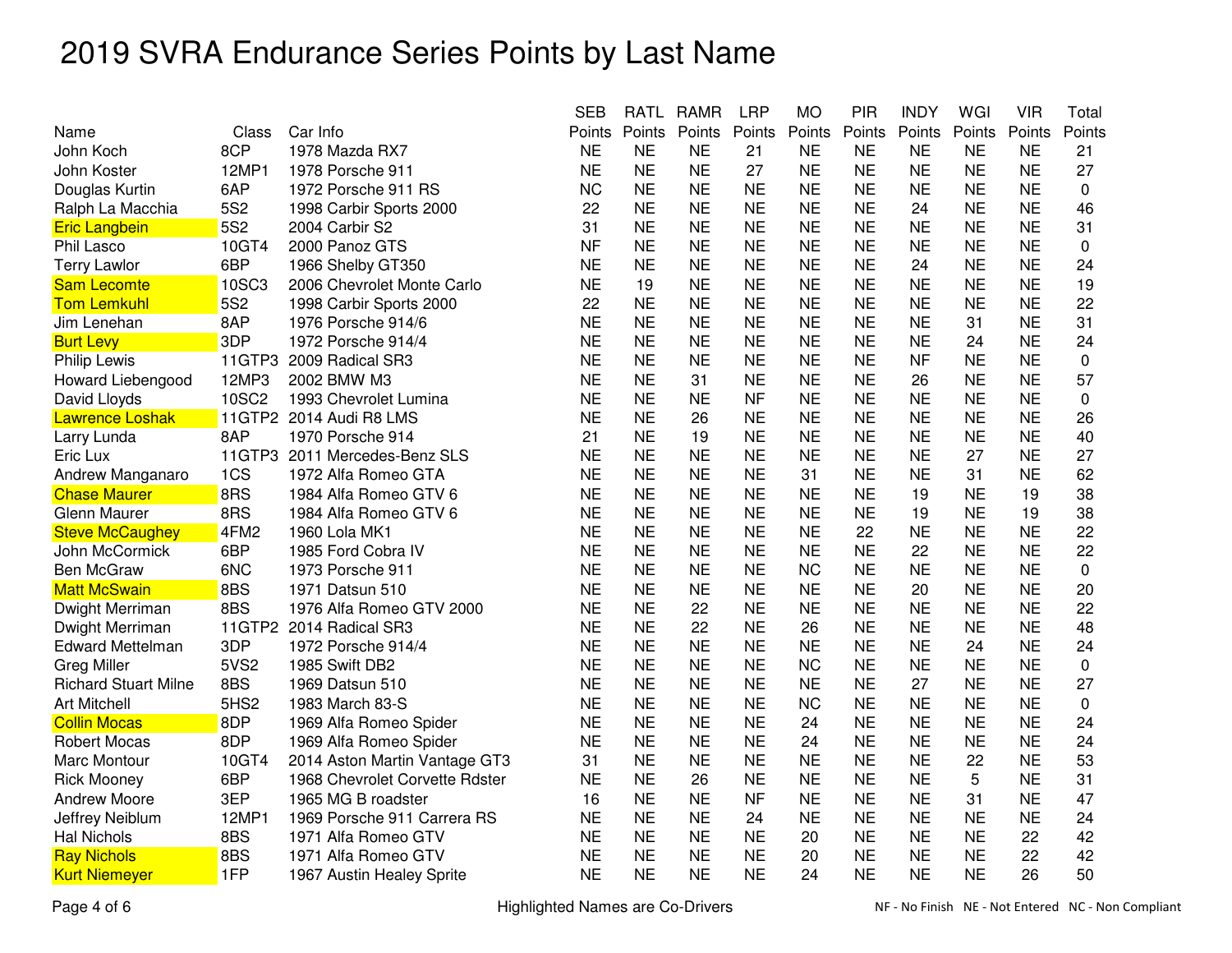# 2019 SVRA Endurance Series Points by Last Name

| Name | Class | Car Info | SEB Points | RATL Points | RAMR Points | LRP Points | MO Points | PIR Points | INDY Points | WGI Points | VIR Points | Total Points |
|---|---|---|---|---|---|---|---|---|---|---|---|---|
| John Koch | 8CP | 1978 Mazda RX7 | NE | NE | NE | 21 | NE | NE | NE | NE | NE | 21 |
| John Koster | 12MP1 | 1978 Porsche 911 | NE | NE | NE | 27 | NE | NE | NE | NE | NE | 27 |
| Douglas Kurtin | 6AP | 1972 Porsche 911 RS | NC | NE | NE | NE | NE | NE | NE | NE | NE | 0 |
| Ralph La Macchia | 5S2 | 1998 Carbir Sports 2000 | 22 | NE | NE | NE | NE | NE | 24 | NE | NE | 46 |
| Eric Langbein | 5S2 | 2004 Carbir S2 | 31 | NE | NE | NE | NE | NE | NE | NE | NE | 31 |
| Phil Lasco | 10GT4 | 2000 Panoz GTS | NF | NE | NE | NE | NE | NE | NE | NE | NE | 0 |
| Terry Lawlor | 6BP | 1966 Shelby GT350 | NE | NE | NE | NE | NE | NE | 24 | NE | NE | 24 |
| Sam Lecomte | 10SC3 | 2006 Chevrolet Monte Carlo | NE | 19 | NE | NE | NE | NE | NE | NE | NE | 19 |
| Tom Lemkuhl | 5S2 | 1998 Carbir Sports 2000 | 22 | NE | NE | NE | NE | NE | NE | NE | NE | 22 |
| Jim Lenehan | 8AP | 1976 Porsche 914/6 | NE | NE | NE | NE | NE | NE | NE | 31 | NE | 31 |
| Burt Levy | 3DP | 1972 Porsche 914/4 | NE | NE | NE | NE | NE | NE | NE | 24 | NE | 24 |
| Philip Lewis | 11GTP3 | 2009 Radical SR3 | NE | NE | NE | NE | NE | NE | NF | NE | NE | 0 |
| Howard Liebengood | 12MP3 | 2002 BMW M3 | NE | NE | 31 | NE | NE | NE | 26 | NE | NE | 57 |
| David Lloyds | 10SC2 | 1993 Chevrolet Lumina | NE | NE | NE | NF | NE | NE | NE | NE | NE | 0 |
| Lawrence Loshak | 11GTP2 | 2014 Audi R8 LMS | NE | NE | 26 | NE | NE | NE | NE | NE | NE | 26 |
| Larry Lunda | 8AP | 1970 Porsche 914 | 21 | NE | 19 | NE | NE | NE | NE | NE | NE | 40 |
| Eric Lux | 11GTP3 | 2011 Mercedes-Benz SLS | NE | NE | NE | NE | NE | NE | NE | 27 | NE | 27 |
| Andrew Manganaro | 1CS | 1972 Alfa Romeo GTA | NE | NE | NE | NE | 31 | NE | NE | 31 | NE | 62 |
| Chase Maurer | 8RS | 1984 Alfa Romeo GTV 6 | NE | NE | NE | NE | NE | NE | 19 | NE | 19 | 38 |
| Glenn Maurer | 8RS | 1984 Alfa Romeo GTV 6 | NE | NE | NE | NE | NE | NE | 19 | NE | 19 | 38 |
| Steve McCaughey | 4FM2 | 1960 Lola MK1 | NE | NE | NE | NE | NE | 22 | NE | NE | NE | 22 |
| John McCormick | 6BP | 1985 Ford Cobra IV | NE | NE | NE | NE | NE | NE | 22 | NE | NE | 22 |
| Ben McGraw | 6NC | 1973 Porsche 911 | NE | NE | NE | NE | NC | NE | NE | NE | NE | 0 |
| Matt McSwain | 8BS | 1971 Datsun 510 | NE | NE | NE | NE | NE | NE | 20 | NE | NE | 20 |
| Dwight Merriman | 8BS | 1976 Alfa Romeo GTV 2000 | NE | NE | 22 | NE | NE | NE | NE | NE | NE | 22 |
| Dwight Merriman | 11GTP2 | 2014 Radical SR3 | NE | NE | 22 | NE | 26 | NE | NE | NE | NE | 48 |
| Edward Mettelman | 3DP | 1972 Porsche 914/4 | NE | NE | NE | NE | NE | NE | NE | 24 | NE | 24 |
| Greg Miller | 5VS2 | 1985 Swift DB2 | NE | NE | NE | NE | NC | NE | NE | NE | NE | 0 |
| Richard Stuart Milne | 8BS | 1969 Datsun 510 | NE | NE | NE | NE | NE | NE | 27 | NE | NE | 27 |
| Art Mitchell | 5HS2 | 1983 March 83-S | NE | NE | NE | NE | NC | NE | NE | NE | NE | 0 |
| Collin Mocas | 8DP | 1969 Alfa Romeo Spider | NE | NE | NE | NE | 24 | NE | NE | NE | NE | 24 |
| Robert Mocas | 8DP | 1969 Alfa Romeo Spider | NE | NE | NE | NE | 24 | NE | NE | NE | NE | 24 |
| Marc Montour | 10GT4 | 2014 Aston Martin Vantage GT3 | 31 | NE | NE | NE | NE | NE | NE | 22 | NE | 53 |
| Rick Mooney | 6BP | 1968 Chevrolet Corvette Rdster | NE | NE | 26 | NE | NE | NE | NE | 5 | NE | 31 |
| Andrew Moore | 3EP | 1965 MG B roadster | 16 | NE | NE | NF | NE | NE | NE | 31 | NE | 47 |
| Jeffrey Neiblum | 12MP1 | 1969 Porsche 911 Carrera RS | NE | NE | NE | 24 | NE | NE | NE | NE | NE | 24 |
| Hal Nichols | 8BS | 1971 Alfa Romeo GTV | NE | NE | NE | NE | 20 | NE | NE | NE | 22 | 42 |
| Ray Nichols | 8BS | 1971 Alfa Romeo GTV | NE | NE | NE | NE | 20 | NE | NE | NE | 22 | 42 |
| Kurt Niemeyer | 1FP | 1967 Austin Healey Sprite | NE | NE | NE | NE | 24 | NE | NE | NE | 26 | 50 |

Highlighted Names are Co-Drivers

NF - No Finish  NE - Not Entered  NC - Non Compliant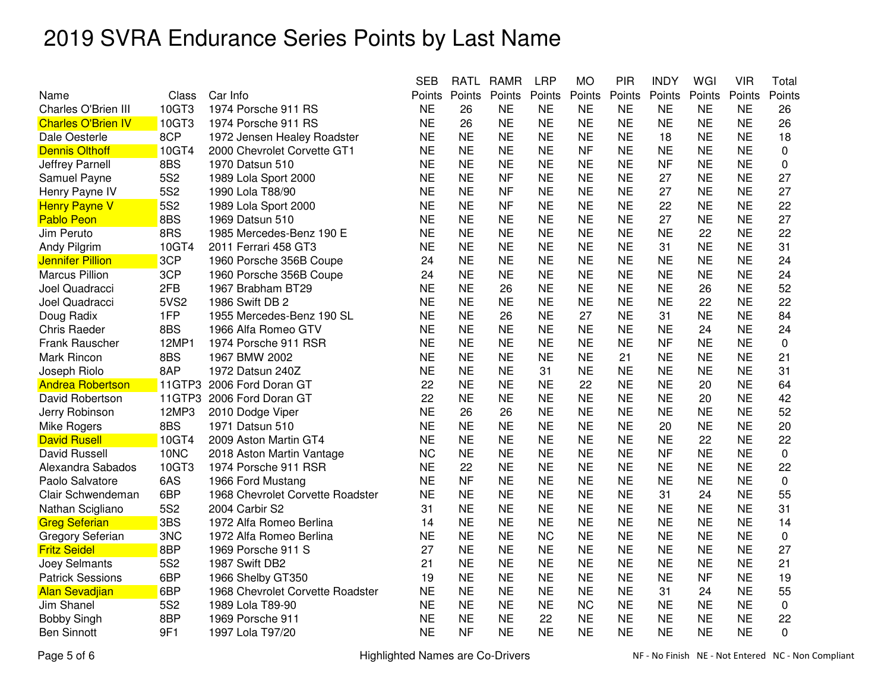# 2019 SVRA Endurance Series Points by Last Name

| Name | Class | Car Info | SEB Points | RATL Points | RAMR Points | LRP Points | MO Points | PIR Points | INDY Points | WGI Points | VIR Points | Total Points |
|---|---|---|---|---|---|---|---|---|---|---|---|---|
| Charles O'Brien III | 10GT3 | 1974 Porsche 911 RS | NE | 26 | NE | NE | NE | NE | NE | NE | NE | 26 |
| Charles O'Brien IV | 10GT3 | 1974 Porsche 911 RS | NE | 26 | NE | NE | NE | NE | NE | NE | NE | 26 |
| Dale Oesterle | 8CP | 1972 Jensen Healey Roadster | NE | NE | NE | NE | NE | NE | 18 | NE | NE | 18 |
| Dennis Olthoff | 10GT4 | 2000 Chevrolet Corvette GT1 | NE | NE | NE | NE | NF | NE | NE | NE | NE | 0 |
| Jeffrey Parnell | 8BS | 1970 Datsun 510 | NE | NE | NE | NE | NE | NE | NF | NE | NE | 0 |
| Samuel Payne | 5S2 | 1989 Lola Sport 2000 | NE | NE | NF | NE | NE | NE | 27 | NE | NE | 27 |
| Henry Payne IV | 5S2 | 1990 Lola T88/90 | NE | NE | NF | NE | NE | NE | 27 | NE | NE | 27 |
| Henry Payne V | 5S2 | 1989 Lola Sport 2000 | NE | NE | NF | NE | NE | NE | 22 | NE | NE | 22 |
| Pablo Peon | 8BS | 1969 Datsun 510 | NE | NE | NE | NE | NE | NE | 27 | NE | NE | 27 |
| Jim Peruto | 8RS | 1985 Mercedes-Benz 190 E | NE | NE | NE | NE | NE | NE | NE | 22 | NE | 22 |
| Andy Pilgrim | 10GT4 | 2011 Ferrari 458 GT3 | NE | NE | NE | NE | NE | NE | 31 | NE | NE | 31 |
| Jennifer Pillion | 3CP | 1960 Porsche 356B Coupe | 24 | NE | NE | NE | NE | NE | NE | NE | NE | 24 |
| Marcus Pillion | 3CP | 1960 Porsche 356B Coupe | 24 | NE | NE | NE | NE | NE | NE | NE | NE | 24 |
| Joel Quadracci | 2FB | 1967 Brabham BT29 | NE | NE | 26 | NE | NE | NE | NE | 26 | NE | 52 |
| Joel Quadracci | 5VS2 | 1986 Swift DB 2 | NE | NE | NE | NE | NE | NE | NE | 22 | NE | 22 |
| Doug Radix | 1FP | 1955 Mercedes-Benz 190 SL | NE | NE | 26 | NE | 27 | NE | 31 | NE | NE | 84 |
| Chris Raeder | 8BS | 1966 Alfa Romeo GTV | NE | NE | NE | NE | NE | NE | NE | 24 | NE | 24 |
| Frank Rauscher | 12MP1 | 1974 Porsche 911 RSR | NE | NE | NE | NE | NE | NE | NF | NE | NE | 0 |
| Mark Rincon | 8BS | 1967 BMW 2002 | NE | NE | NE | NE | NE | 21 | NE | NE | NE | 21 |
| Joseph Riolo | 8AP | 1972 Datsun 240Z | NE | NE | NE | 31 | NE | NE | NE | NE | NE | 31 |
| Andrea Robertson | 11GTP3 | 2006 Ford Doran GT | 22 | NE | NE | NE | 22 | NE | NE | 20 | NE | 64 |
| David Robertson | 11GTP3 | 2006 Ford Doran GT | 22 | NE | NE | NE | NE | NE | NE | 20 | NE | 42 |
| Jerry Robinson | 12MP3 | 2010 Dodge Viper | NE | 26 | 26 | NE | NE | NE | NE | NE | NE | 52 |
| Mike Rogers | 8BS | 1971 Datsun 510 | NE | NE | NE | NE | NE | NE | 20 | NE | NE | 20 |
| David Rusell | 10GT4 | 2009 Aston Martin GT4 | NE | NE | NE | NE | NE | NE | NE | 22 | NE | 22 |
| David Russell | 10NC | 2018 Aston Martin Vantage | NC | NE | NE | NE | NE | NE | NF | NE | NE | 0 |
| Alexandra Sabados | 10GT3 | 1974 Porsche 911 RSR | NE | 22 | NE | NE | NE | NE | NE | NE | NE | 22 |
| Paolo Salvatore | 6AS | 1966 Ford Mustang | NE | NF | NE | NE | NE | NE | NE | NE | NE | 0 |
| Clair Schwendeman | 6BP | 1968 Chevrolet Corvette Roadster | NE | NE | NE | NE | NE | NE | 31 | 24 | NE | 55 |
| Nathan Scigliano | 5S2 | 2004 Carbir S2 | 31 | NE | NE | NE | NE | NE | NE | NE | NE | 31 |
| Greg Seferian | 3BS | 1972 Alfa Romeo Berlina | 14 | NE | NE | NE | NE | NE | NE | NE | NE | 14 |
| Gregory Seferian | 3NC | 1972 Alfa Romeo Berlina | NE | NE | NE | NC | NE | NE | NE | NE | NE | 0 |
| Fritz Seidel | 8BP | 1969 Porsche 911 S | 27 | NE | NE | NE | NE | NE | NE | NE | NE | 27 |
| Joey Selmants | 5S2 | 1987 Swift DB2 | 21 | NE | NE | NE | NE | NE | NE | NE | NE | 21 |
| Patrick Sessions | 6BP | 1966 Shelby GT350 | 19 | NE | NE | NE | NE | NE | NE | NF | NE | 19 |
| Alan Sevadjian | 6BP | 1968 Chevrolet Corvette Roadster | NE | NE | NE | NE | NE | NE | 31 | 24 | NE | 55 |
| Jim Shanel | 5S2 | 1989 Lola T89-90 | NE | NE | NE | NE | NC | NE | NE | NE | NE | 0 |
| Bobby Singh | 8BP | 1969 Porsche 911 | NE | NE | NE | 22 | NE | NE | NE | NE | NE | 22 |
| Ben Sinnott | 9F1 | 1997 Lola T97/20 | NE | NF | NE | NE | NE | NE | NE | NE | NE | 0 |

Highlighted Names are Co-Drivers

NF - No Finish   NE - Not Entered   NC - Non Compliant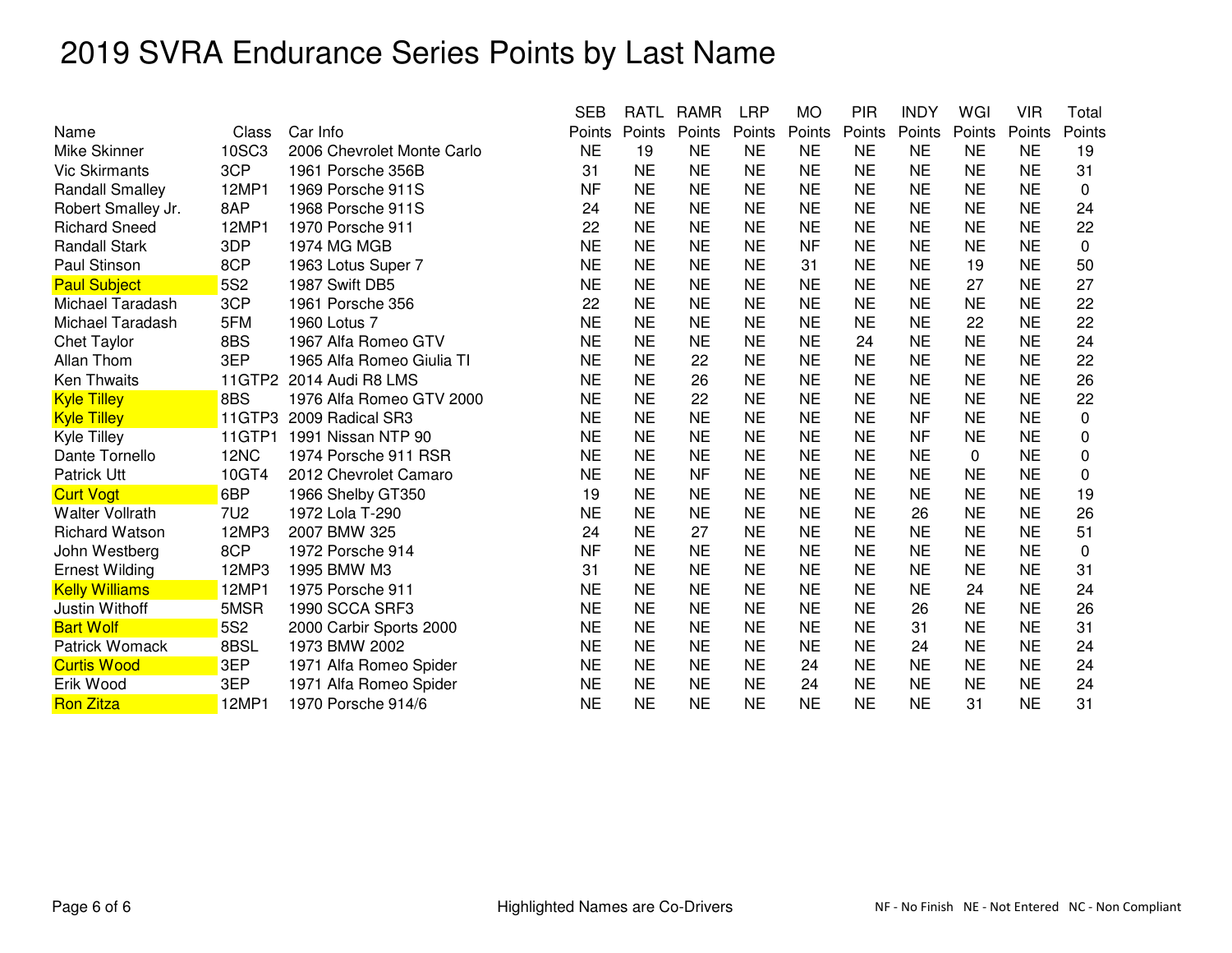# 2019 SVRA Endurance Series Points by Last Name

| Name | Class | Car Info | SEB Points | RATL Points | RAMR Points | LRP Points | MO Points | PIR Points | INDY Points | WGI Points | VIR Points | Total Points |
|---|---|---|---|---|---|---|---|---|---|---|---|---|
| Mike Skinner | 10SC3 | 2006 Chevrolet Monte Carlo | NE | 19 | NE | NE | NE | NE | NE | NE | NE | 19 |
| Vic Skirmants | 3CP | 1961 Porsche 356B | 31 | NE | NE | NE | NE | NE | NE | NE | NE | 31 |
| Randall Smalley | 12MP1 | 1969 Porsche 911S | NF | NE | NE | NE | NE | NE | NE | NE | NE | 0 |
| Robert Smalley Jr. | 8AP | 1968 Porsche 911S | 24 | NE | NE | NE | NE | NE | NE | NE | NE | 24 |
| Richard Sneed | 12MP1 | 1970 Porsche 911 | 22 | NE | NE | NE | NE | NE | NE | NE | NE | 22 |
| Randall Stark | 3DP | 1974 MG MGB | NE | NE | NE | NE | NF | NE | NE | NE | NE | 0 |
| Paul Stinson | 8CP | 1963 Lotus Super 7 | NE | NE | NE | NE | 31 | NE | NE | 19 | NE | 50 |
| Paul Subject | 5S2 | 1987 Swift DB5 | NE | NE | NE | NE | NE | NE | NE | 27 | NE | 27 |
| Michael Taradash | 3CP | 1961 Porsche 356 | 22 | NE | NE | NE | NE | NE | NE | NE | NE | 22 |
| Michael Taradash | 5FM | 1960 Lotus 7 | NE | NE | NE | NE | NE | NE | NE | 22 | NE | 22 |
| Chet Taylor | 8BS | 1967 Alfa Romeo GTV | NE | NE | NE | NE | NE | 24 | NE | NE | NE | 24 |
| Allan Thom | 3EP | 1965 Alfa Romeo Giulia TI | NE | NE | 22 | NE | NE | NE | NE | NE | NE | 22 |
| Ken Thwaits | 11GTP2 | 2014 Audi R8 LMS | NE | NE | 26 | NE | NE | NE | NE | NE | NE | 26 |
| Kyle Tilley | 8BS | 1976 Alfa Romeo GTV 2000 | NE | NE | 22 | NE | NE | NE | NE | NE | NE | 22 |
| Kyle Tilley | 11GTP3 | 2009 Radical SR3 | NE | NE | NE | NE | NE | NE | NF | NE | NE | 0 |
| Kyle Tilley | 11GTP1 | 1991 Nissan NTP 90 | NE | NE | NE | NE | NE | NE | NF | NE | NE | 0 |
| Dante Tornello | 12NC | 1974 Porsche 911 RSR | NE | NE | NE | NE | NE | NE | NE | 0 | NE | 0 |
| Patrick Utt | 10GT4 | 2012 Chevrolet Camaro | NE | NE | NF | NE | NE | NE | NE | NE | NE | 0 |
| Curt Vogt | 6BP | 1966 Shelby GT350 | 19 | NE | NE | NE | NE | NE | NE | NE | NE | 19 |
| Walter Vollrath | 7U2 | 1972 Lola T-290 | NE | NE | NE | NE | NE | NE | 26 | NE | NE | 26 |
| Richard Watson | 12MP3 | 2007 BMW 325 | 24 | NE | 27 | NE | NE | NE | NE | NE | NE | 51 |
| John Westberg | 8CP | 1972 Porsche 914 | NF | NE | NE | NE | NE | NE | NE | NE | NE | 0 |
| Ernest Wilding | 12MP3 | 1995 BMW M3 | 31 | NE | NE | NE | NE | NE | NE | NE | NE | 31 |
| Kelly Williams | 12MP1 | 1975 Porsche 911 | NE | NE | NE | NE | NE | NE | NE | 24 | NE | 24 |
| Justin Withoff | 5MSR | 1990 SCCA SRF3 | NE | NE | NE | NE | NE | NE | 26 | NE | NE | 26 |
| Bart Wolf | 5S2 | 2000 Carbir Sports 2000 | NE | NE | NE | NE | NE | NE | 31 | NE | NE | 31 |
| Patrick Womack | 8BSL | 1973 BMW 2002 | NE | NE | NE | NE | NE | NE | 24 | NE | NE | 24 |
| Curtis Wood | 3EP | 1971 Alfa Romeo Spider | NE | NE | NE | NE | 24 | NE | NE | NE | NE | 24 |
| Erik Wood | 3EP | 1971 Alfa Romeo Spider | NE | NE | NE | NE | 24 | NE | NE | NE | NE | 24 |
| Ron Zitza | 12MP1 | 1970 Porsche 914/6 | NE | NE | NE | NE | NE | NE | NE | 31 | NE | 31 |

Highlighted Names are Co-Drivers

NF - No Finish   NE - Not Entered   NC - Non Compliant